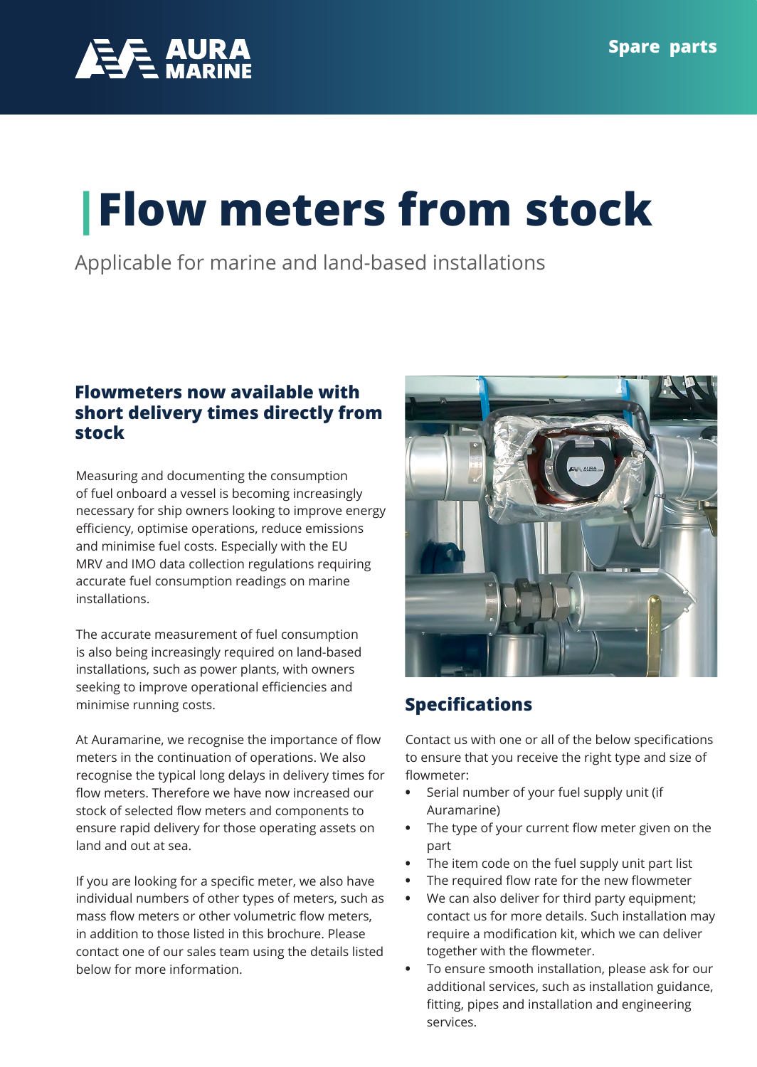Spare parts

# Flow meters from stock

Applicable for marine and land-based installations

## Flowmeters now available with short delivery times directly from stock

Measuring and documenting the consumption of fuel onboard a vessel is becoming increasingly necessary for ship owners looking to improve energy efficiency, optimise operations, reduce emissions and minimise fuel costs. Especially with the EU MRV and IMO data collection regulations requiring accurate fuel consumption readings on marine installations.

The accurate measurement of fuel consumption is also being increasingly required on land-based installations, such as power plants, with owners seeking to improve operational efficiencies and minimise running costs.

At Auramarine, we recognise the importance of flow meters in the continuation of operations. We also recognise the typical long delays in delivery times for flow meters. Therefore we have now increased our stock of selected flow meters and components to ensure rapid delivery for those operating assets on land and out at sea.

If you are looking for a specific meter, we also have individual numbers of other types of meters, such as mass flow meters or other volumetric flow meters, in addition to those listed in this brochure. Please contact one of our sales team using the details listed below for more information.

## Specifications

Contact us with one or all of the below specifications to ensure that you receive the right type and size of flowmeter:

- Serial number of your fuel supply unit (if Auramarine)
- The type of your current flow meter given on the part
- The item code on the fuel supply unit part list
- The required flow rate for the new flowmeter
- We can also deliver for third party equipment; contact us for more details. Such installation may require a modification kit, which we can deliver together with the flowmeter.
- To ensure smooth installation, please ask for our additional services, such as installation guidance, fitting, pipes and installation and engineering services.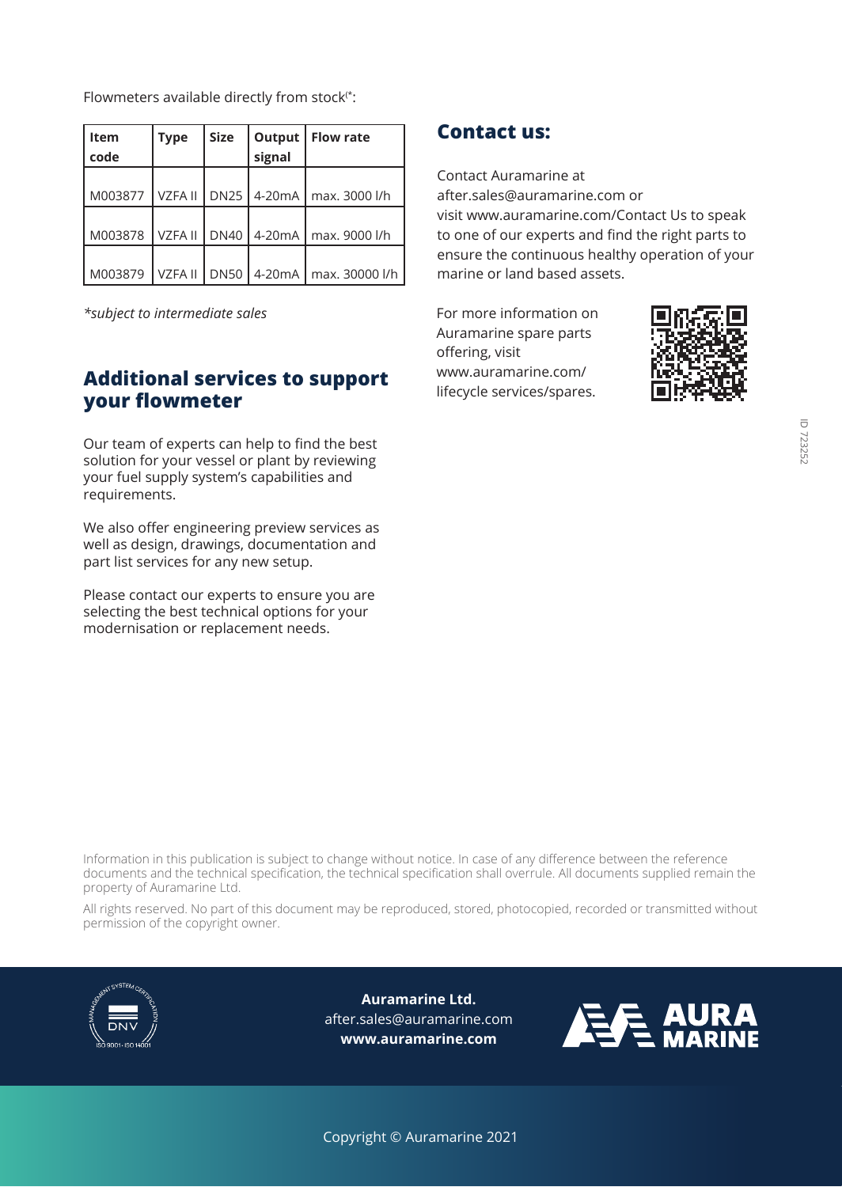Flowmeters available directly from stock(*):

| Item code | Type | Size | Output signal | Flow rate |
|---|---|---|---|---|
| M003877 | VZFA II | DN25 | 4-20mA | max. 3000 l/h |
| M003878 | VZFA II | DN40 | 4-20mA | max. 9000 l/h |
| M003879 | VZFA II | DN50 | 4-20mA | max. 30000 l/h |

*\*subject to intermediate sales*

## Additional services to support your flowmeter

Our team of experts can help to find the best solution for your vessel or plant by reviewing your fuel supply system's capabilities and requirements.

We also offer engineering preview services as well as design, drawings, documentation and part list services for any new setup.

Please contact our experts to ensure you are selecting the best technical options for your modernisation or replacement needs.

## Contact us:

Contact Auramarine at after.sales@auramarine.com or visit www.auramarine.com/Contact Us to speak to one of our experts and find the right parts to ensure the continuous healthy operation of your marine or land based assets.

For more information on Auramarine spare parts offering, visit www.auramarine.com/lifecycle services/spares.

ID 723252

Information in this publication is subject to change without notice. In case of any difference between the reference documents and the technical specification, the technical specification shall overrule. All documents supplied remain the property of Auramarine Ltd.

All rights reserved. No part of this document may be reproduced, stored, photocopied, recorded or transmitted without permission of the copyright owner.

MANAGEMENT SYSTEM CERTIFICATION DNV ISO 9001 · ISO 14001

**Auramarine Ltd.**
after.sales@auramarine.com
**www.auramarine.com**

AURA MARINE

Copyright © Auramarine 2021